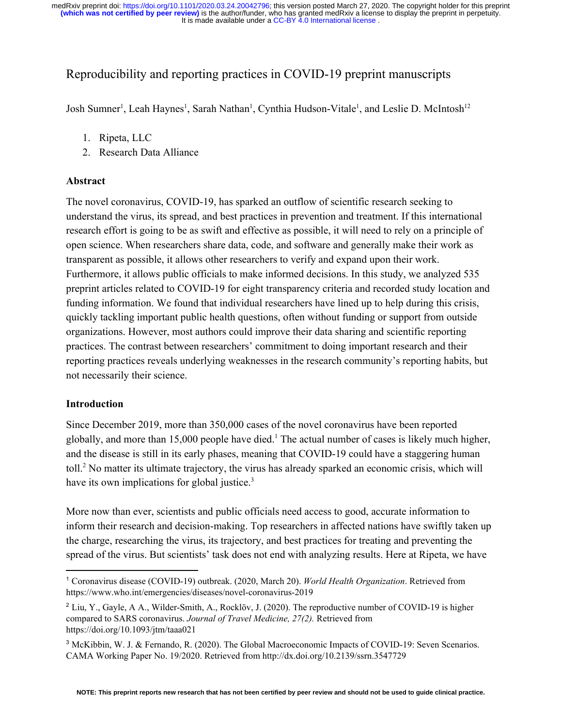# Reproducibility and reporting practices in COVID-19 preprint manuscripts

Josh Sumner[1], Leah Haynes[1], Sarah Nathan[1], Cynthia Hudson-Vitale[1], and Leslie D. McIntosh[1,2]

1. Ripeta, LLC
2. Research Data Alliance

## Abstract

The novel coronavirus, COVID-19, has sparked an outflow of scientific research seeking to understand the virus, its spread, and best practices in prevention and treatment. If this international research effort is going to be as swift and effective as possible, it will need to rely on a principle of open science. When researchers share data, code, and software and generally make their work as transparent as possible, it allows other researchers to verify and expand upon their work. Furthermore, it allows public officials to make informed decisions. In this study, we analyzed 535 preprint articles related to COVID-19 for eight transparency criteria and recorded study location and funding information. We found that individual researchers have lined up to help during this crisis, quickly tackling important public health questions, often without funding or support from outside organizations. However, most authors could improve their data sharing and scientific reporting practices. The contrast between researchers' commitment to doing important research and their reporting practices reveals underlying weaknesses in the research community's reporting habits, but not necessarily their science.

## Introduction

Since December 2019, more than 350,000 cases of the novel coronavirus have been reported globally, and more than 15,000 people have died.[1] The actual number of cases is likely much higher, and the disease is still in its early phases, meaning that COVID-19 could have a staggering human toll.[2] No matter its ultimate trajectory, the virus has already sparked an economic crisis, which will have its own implications for global justice.[3]

More now than ever, scientists and public officials need access to good, accurate information to inform their research and decision-making. Top researchers in affected nations have swiftly taken up the charge, researching the virus, its trajectory, and best practices for treating and preventing the spread of the virus. But scientists' task does not end with analyzing results. Here at Ripeta, we have

[1] Coronavirus disease (COVID-19) outbreak. (2020, March 20). *World Health Organization*. Retrieved from https://www.who.int/emergencies/diseases/novel-coronavirus-2019

[2] Liu, Y., Gayle, A A., Wilder-Smith, A., Rocklöv, J. (2020). The reproductive number of COVID-19 is higher compared to SARS coronavirus. *Journal of Travel Medicine, 27(2).* Retrieved from https://doi.org/10.1093/jtm/taaa021

[3] McKibbin, W. J. & Fernando, R. (2020). The Global Macroeconomic Impacts of COVID-19: Seven Scenarios. CAMA Working Paper No. 19/2020. Retrieved from http://dx.doi.org/10.2139/ssrn.3547729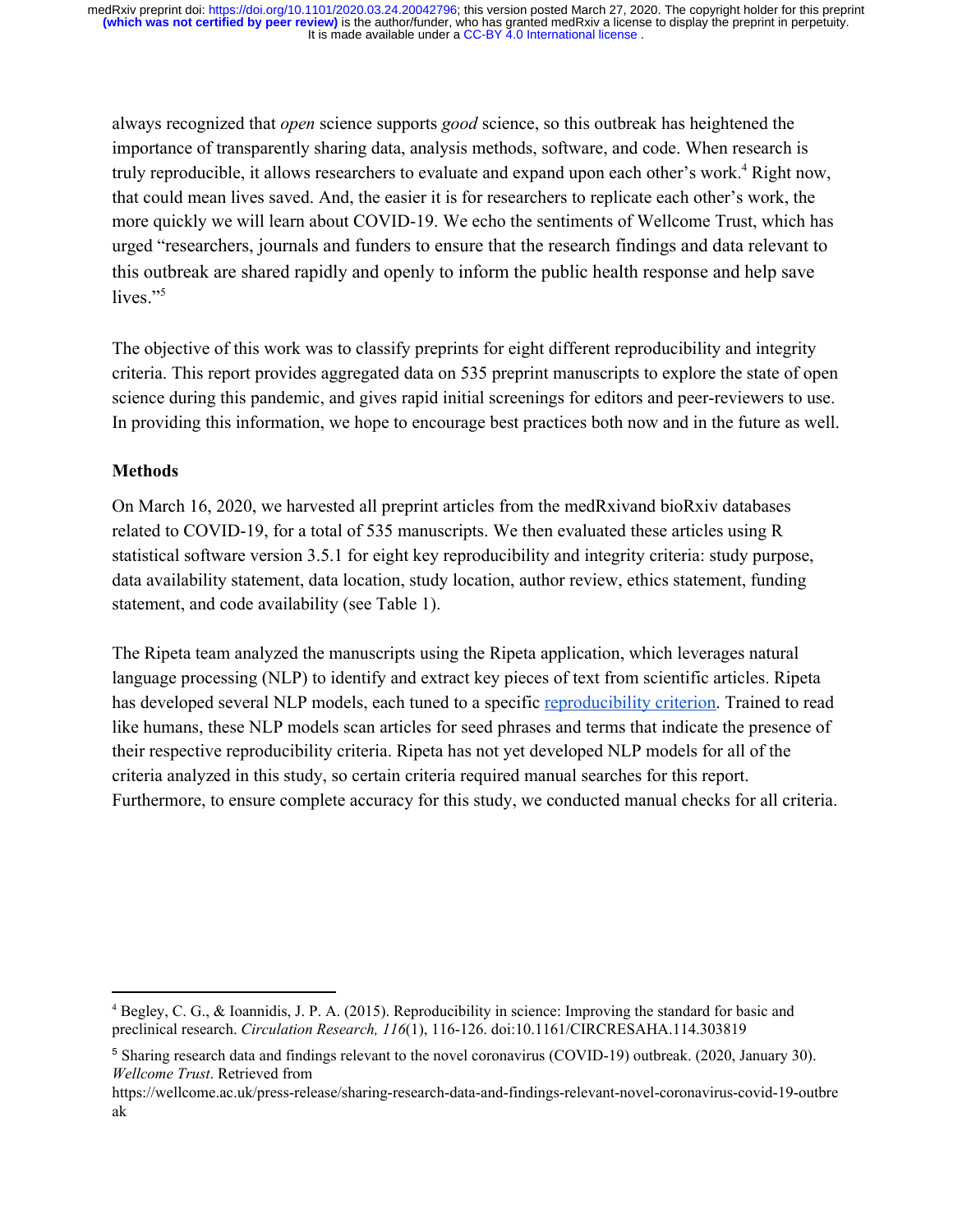always recognized that *open* science supports *good* science, so this outbreak has heightened the importance of transparently sharing data, analysis methods, software, and code. When research is truly reproducible, it allows researchers to evaluate and expand upon each other's work.[4] Right now, that could mean lives saved. And, the easier it is for researchers to replicate each other's work, the more quickly we will learn about COVID-19. We echo the sentiments of Wellcome Trust, which has urged "researchers, journals and funders to ensure that the research findings and data relevant to this outbreak are shared rapidly and openly to inform the public health response and help save lives."[5]

The objective of this work was to classify preprints for eight different reproducibility and integrity criteria. This report provides aggregated data on 535 preprint manuscripts to explore the state of open science during this pandemic, and gives rapid initial screenings for editors and peer-reviewers to use. In providing this information, we hope to encourage best practices both now and in the future as well.

**Methods**

On March 16, 2020, we harvested all preprint articles from the medRxivand bioRxiv databases related to COVID-19, for a total of 535 manuscripts. We then evaluated these articles using R statistical software version 3.5.1 for eight key reproducibility and integrity criteria: study purpose, data availability statement, data location, study location, author review, ethics statement, funding statement, and code availability (see Table 1).

The Ripeta team analyzed the manuscripts using the Ripeta application, which leverages natural language processing (NLP) to identify and extract key pieces of text from scientific articles. Ripeta has developed several NLP models, each tuned to a specific reproducibility criterion. Trained to read like humans, these NLP models scan articles for seed phrases and terms that indicate the presence of their respective reproducibility criteria. Ripeta has not yet developed NLP models for all of the criteria analyzed in this study, so certain criteria required manual searches for this report. Furthermore, to ensure complete accuracy for this study, we conducted manual checks for all criteria.

---

[4] Begley, C. G., & Ioannidis, J. P. A. (2015). Reproducibility in science: Improving the standard for basic and preclinical research. *Circulation Research, 116*(1), 116-126. doi:10.1161/CIRCRESAHA.114.303819

[5] Sharing research data and findings relevant to the novel coronavirus (COVID-19) outbreak. (2020, January 30). *Wellcome Trust*. Retrieved from https://wellcome.ac.uk/press-release/sharing-research-data-and-findings-relevant-novel-coronavirus-covid-19-outbreak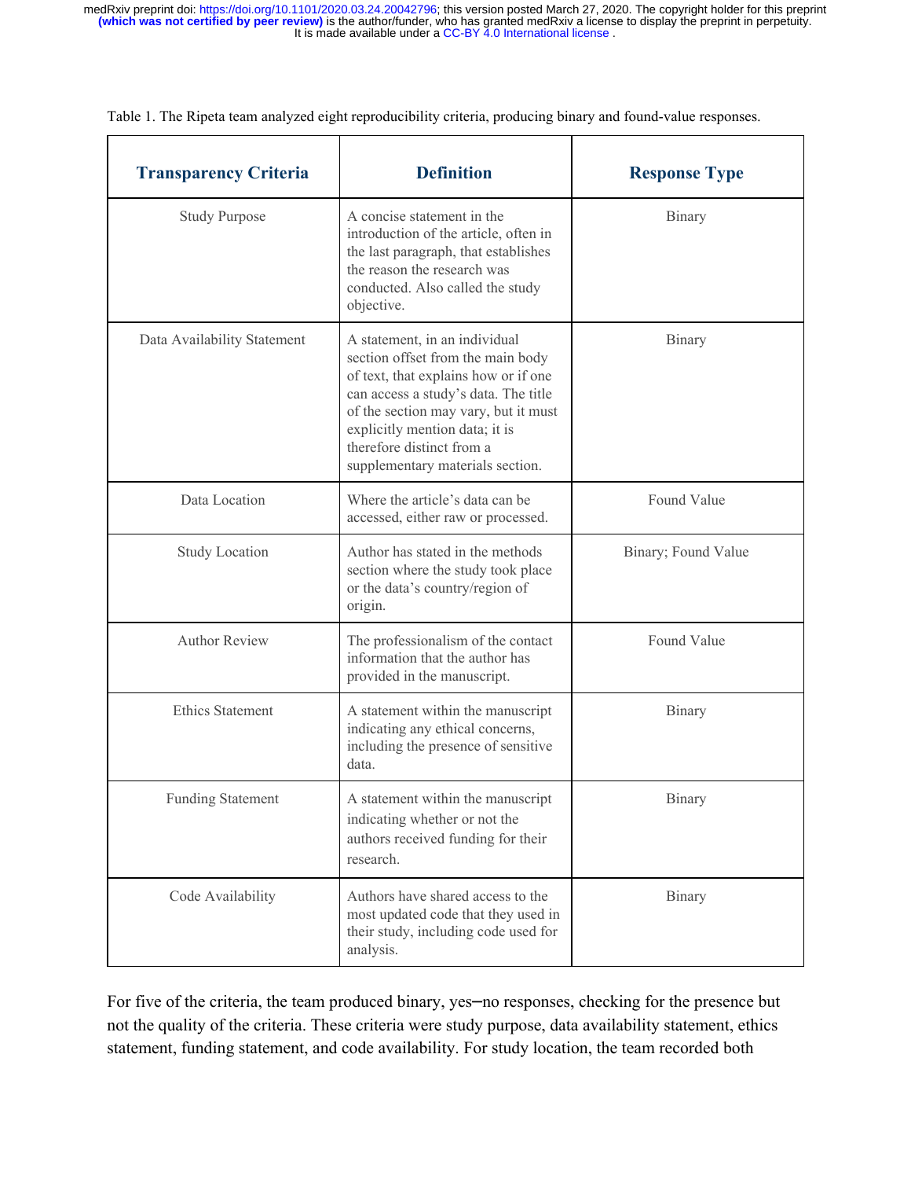Table 1. The Ripeta team analyzed eight reproducibility criteria, producing binary and found-value responses.

| Transparency Criteria | Definition | Response Type |
|---|---|---|
| Study Purpose | A concise statement in the introduction of the article, often in the last paragraph, that establishes the reason the research was conducted. Also called the study objective. | Binary |
| Data Availability Statement | A statement, in an individual section offset from the main body of text, that explains how or if one can access a study's data. The title of the section may vary, but it must explicitly mention data; it is therefore distinct from a supplementary materials section. | Binary |
| Data Location | Where the article's data can be accessed, either raw or processed. | Found Value |
| Study Location | Author has stated in the methods section where the study took place or the data's country/region of origin. | Binary; Found Value |
| Author Review | The professionalism of the contact information that the author has provided in the manuscript. | Found Value |
| Ethics Statement | A statement within the manuscript indicating any ethical concerns, including the presence of sensitive data. | Binary |
| Funding Statement | A statement within the manuscript indicating whether or not the authors received funding for their research. | Binary |
| Code Availability | Authors have shared access to the most updated code that they used in their study, including code used for analysis. | Binary |

For five of the criteria, the team produced binary, yes–no responses, checking for the presence but not the quality of the criteria. These criteria were study purpose, data availability statement, ethics statement, funding statement, and code availability. For study location, the team recorded both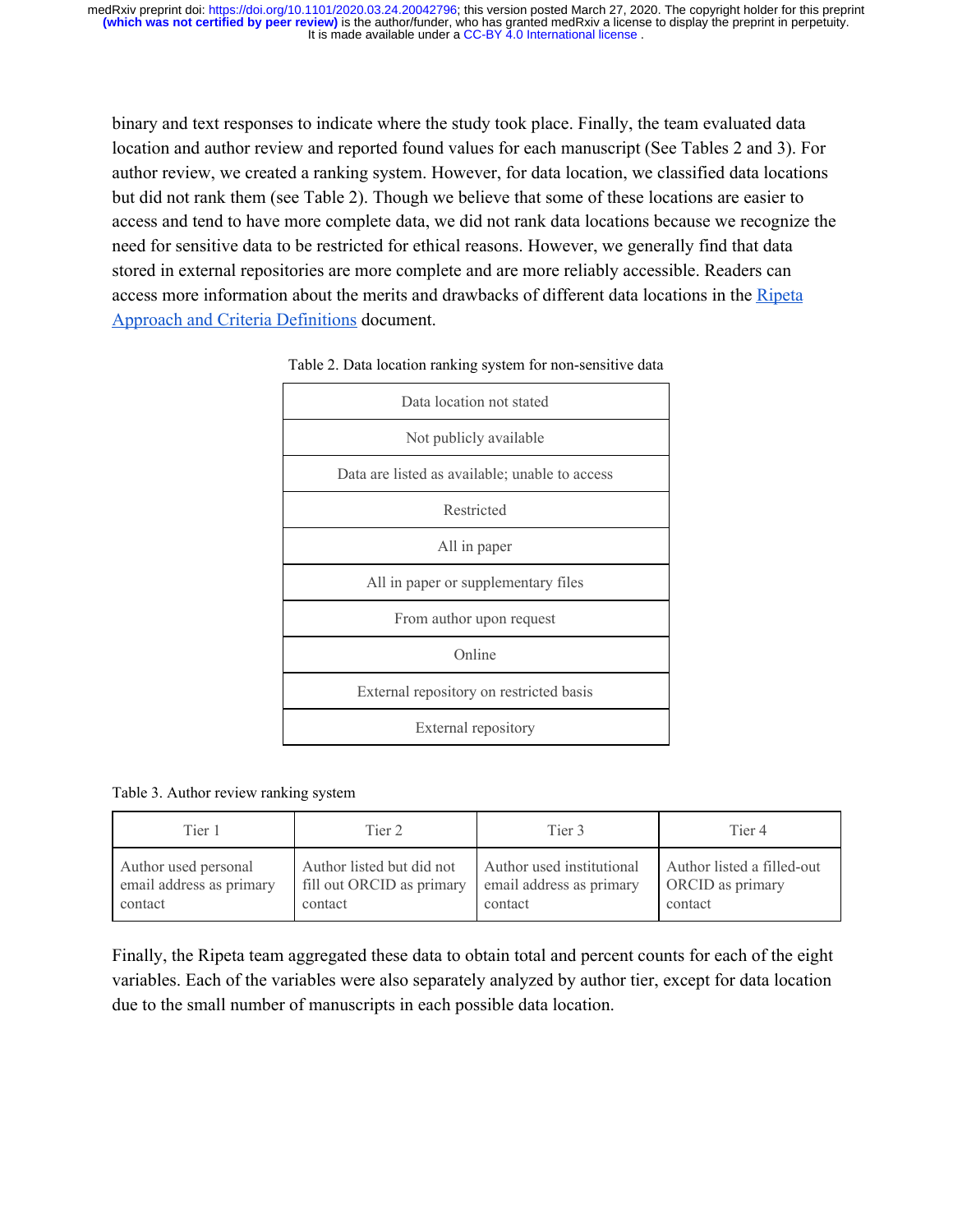binary and text responses to indicate where the study took place. Finally, the team evaluated data location and author review and reported found values for each manuscript (See Tables 2 and 3). For author review, we created a ranking system. However, for data location, we classified data locations but did not rank them (see Table 2). Though we believe that some of these locations are easier to access and tend to have more complete data, we did not rank data locations because we recognize the need for sensitive data to be restricted for ethical reasons. However, we generally find that data stored in external repositories are more complete and are more reliably accessible. Readers can access more information about the merits and drawbacks of different data locations in the [Ripeta Approach and Criteria Definitions] document.

Table 2. Data location ranking system for non-sensitive data

| Data location not stated |
|---|
| Not publicly available |
| Data are listed as available; unable to access |
| Restricted |
| All in paper |
| All in paper or supplementary files |
| From author upon request |
| Online |
| External repository on restricted basis |
| External repository |

Table 3. Author review ranking system

| Tier 1 | Tier 2 | Tier 3 | Tier 4 |
|---|---|---|---|
| Author used personal email address as primary contact | Author listed but did not fill out ORCID as primary contact | Author used institutional email address as primary contact | Author listed a filled-out ORCID as primary contact |

Finally, the Ripeta team aggregated these data to obtain total and percent counts for each of the eight variables. Each of the variables were also separately analyzed by author tier, except for data location due to the small number of manuscripts in each possible data location.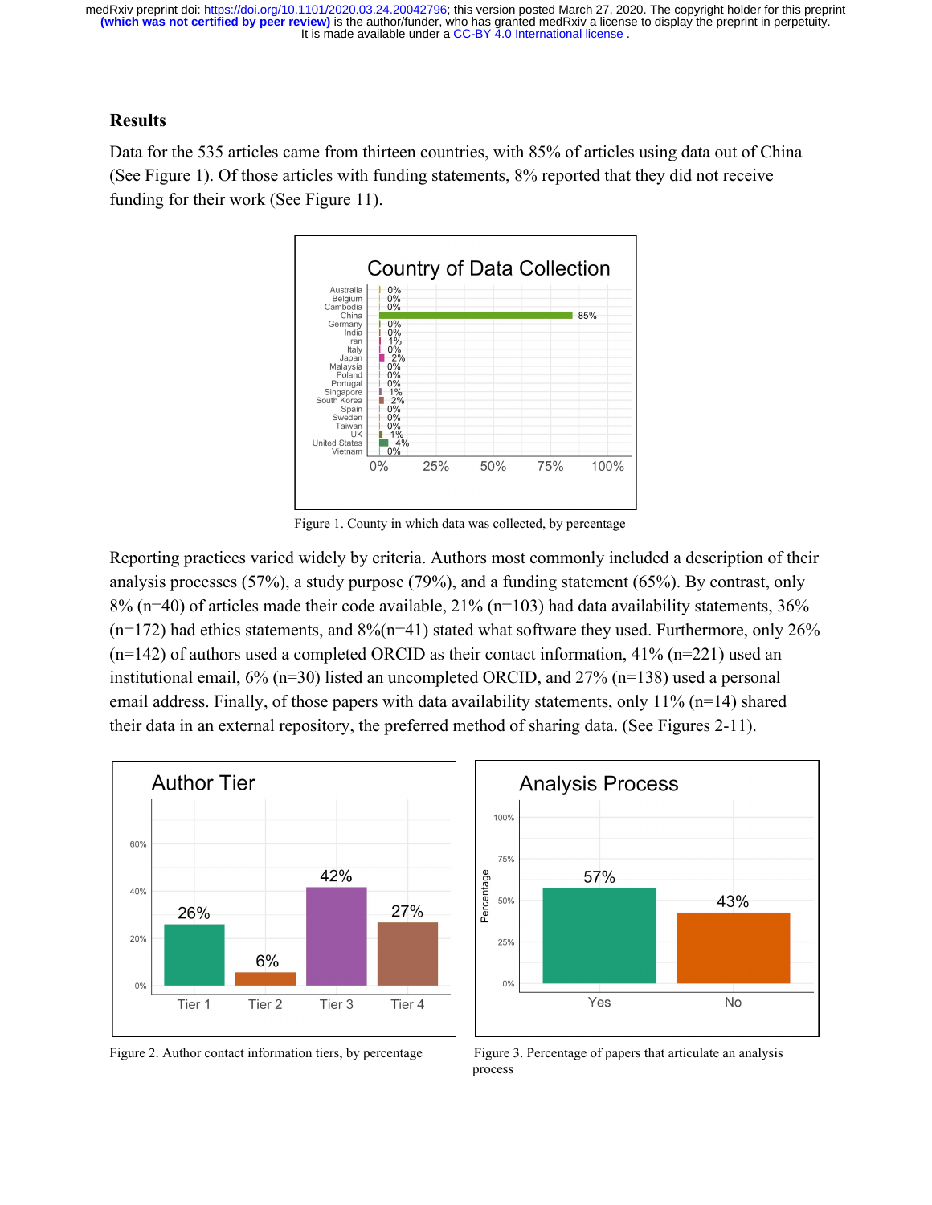## Results

Data for the 535 articles came from thirteen countries, with 85% of articles using data out of China (See Figure 1). Of those articles with funding statements, 8% reported that they did not receive funding for their work (See Figure 11).

Figure 1. County in which data was collected, by percentage

Reporting practices varied widely by criteria. Authors most commonly included a description of their analysis processes (57%), a study purpose (79%), and a funding statement (65%). By contrast, only 8% (n=40) of articles made their code available, 21% (n=103) had data availability statements, 36% (n=172) had ethics statements, and 8%(n=41) stated what software they used. Furthermore, only 26% (n=142) of authors used a completed ORCID as their contact information, 41% (n=221) used an institutional email, 6% (n=30) listed an uncompleted ORCID, and 27% (n=138) used a personal email address. Finally, of those papers with data availability statements, only 11% (n=14) shared their data in an external repository, the preferred method of sharing data. (See Figures 2-11).

Figure 2. Author contact information tiers, by percentage

Figure 3. Percentage of papers that articulate an analysis process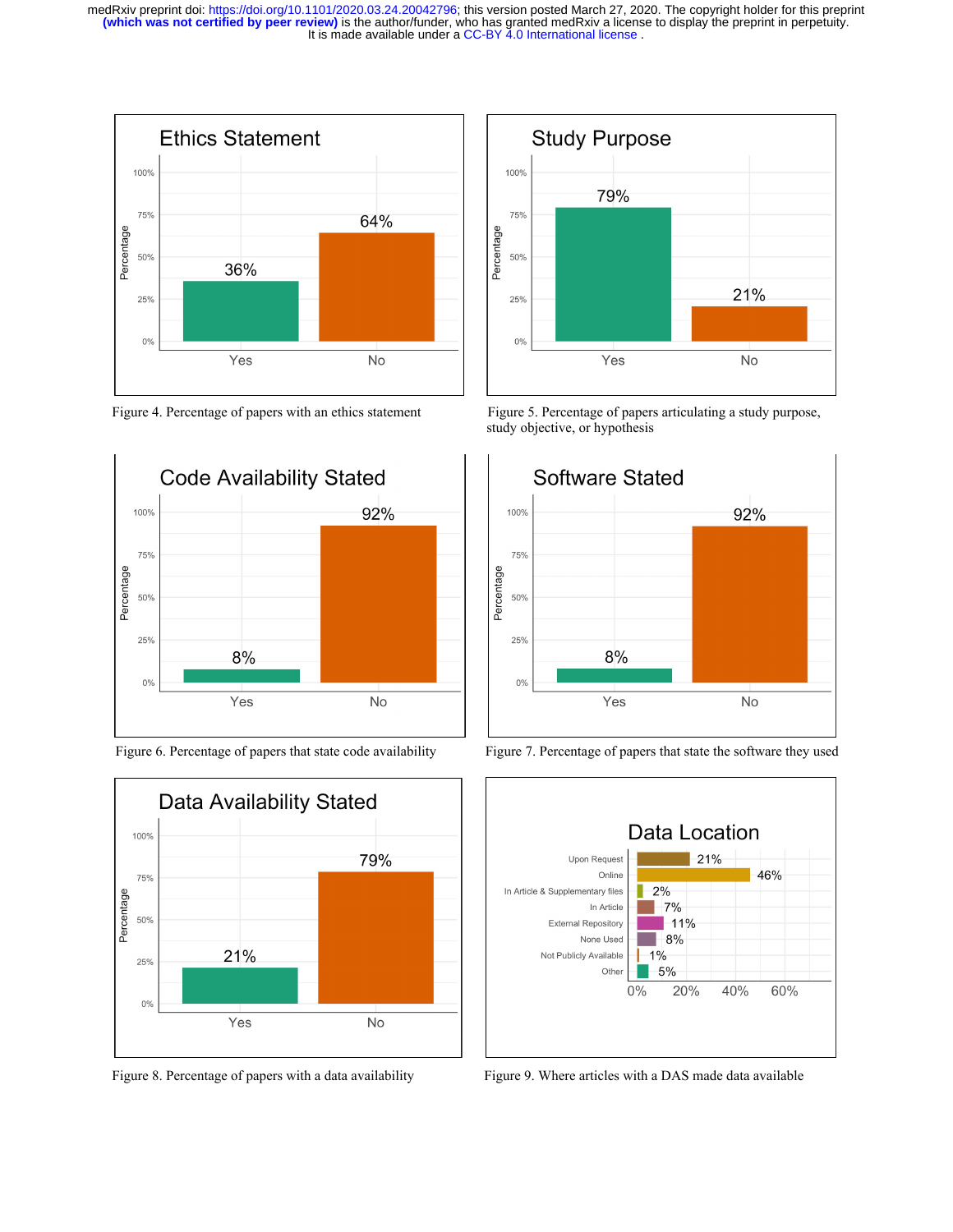Figure 4. Percentage of papers with an ethics statement

Figure 5. Percentage of papers articulating a study purpose, study objective, or hypothesis

Figure 6. Percentage of papers that state code availability

Figure 7. Percentage of papers that state the software they used

Figure 8. Percentage of papers with a data availability

Figure 9. Where articles with a DAS made data available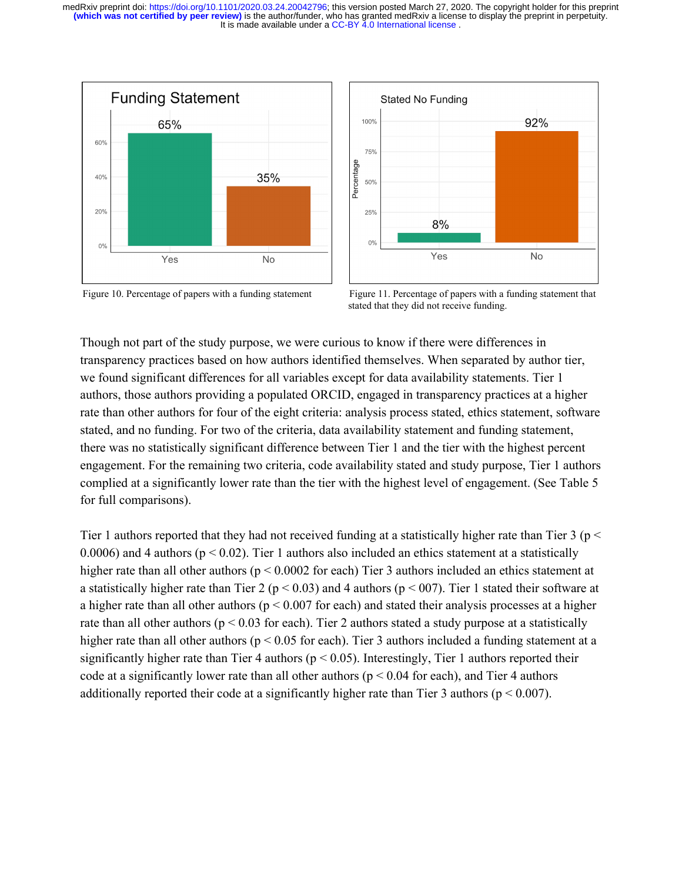Figure 10. Percentage of papers with a funding statement

Figure 11. Percentage of papers with a funding statement that stated that they did not receive funding.

Though not part of the study purpose, we were curious to know if there were differences in transparency practices based on how authors identified themselves. When separated by author tier, we found significant differences for all variables except for data availability statements. Tier 1 authors, those authors providing a populated ORCID, engaged in transparency practices at a higher rate than other authors for four of the eight criteria: analysis process stated, ethics statement, software stated, and no funding. For two of the criteria, data availability statement and funding statement, there was no statistically significant difference between Tier 1 and the tier with the highest percent engagement. For the remaining two criteria, code availability stated and study purpose, Tier 1 authors complied at a significantly lower rate than the tier with the highest level of engagement. (See Table 5 for full comparisons).

Tier 1 authors reported that they had not received funding at a statistically higher rate than Tier 3 ($p < 0.0006$) and 4 authors ($p < 0.02$). Tier 1 authors also included an ethics statement at a statistically higher rate than all other authors ($p < 0.0002$ for each) Tier 3 authors included an ethics statement at a statistically higher rate than Tier 2 ($p < 0.03$) and 4 authors ($p < 007$). Tier 1 stated their software at a higher rate than all other authors ($p < 0.007$ for each) and stated their analysis processes at a higher rate than all other authors ($p < 0.03$ for each). Tier 2 authors stated a study purpose at a statistically higher rate than all other authors ($p < 0.05$ for each). Tier 3 authors included a funding statement at a significantly higher rate than Tier 4 authors ($p < 0.05$). Interestingly, Tier 1 authors reported their code at a significantly lower rate than all other authors ($p < 0.04$ for each), and Tier 4 authors additionally reported their code at a significantly higher rate than Tier 3 authors ($p < 0.007$).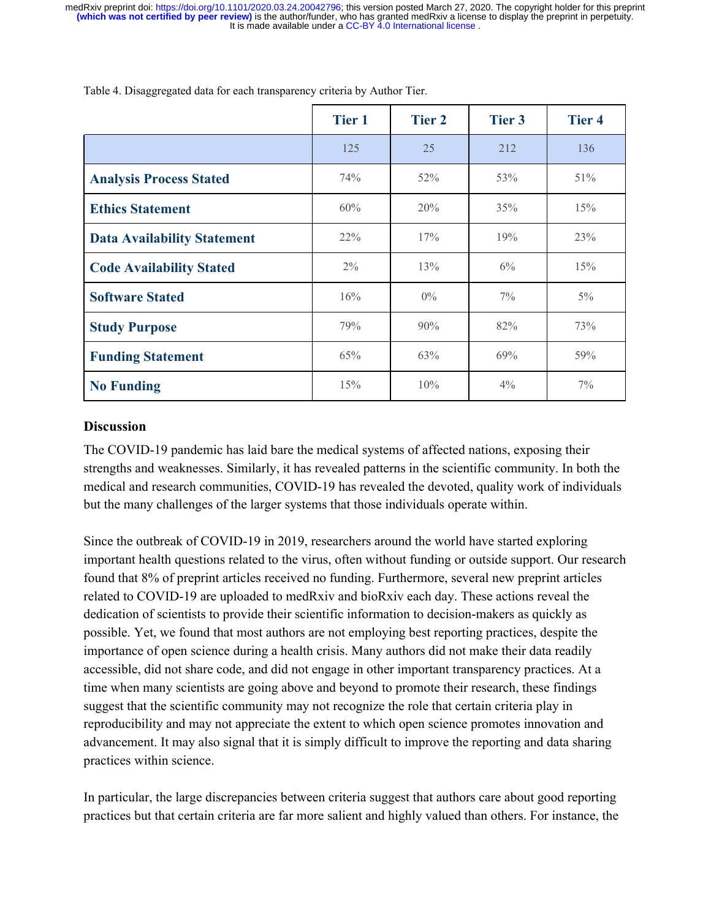Table 4. Disaggregated data for each transparency criteria by Author Tier.

| | Tier 1 | Tier 2 | Tier 3 | Tier 4 |
|---|---|---|---|---|
| | 125 | 25 | 212 | 136 |
| **Analysis Process Stated** | 74% | 52% | 53% | 51% |
| **Ethics Statement** | 60% | 20% | 35% | 15% |
| **Data Availability Statement** | 22% | 17% | 19% | 23% |
| **Code Availability Stated** | 2% | 13% | 6% | 15% |
| **Software Stated** | 16% | 0% | 7% | 5% |
| **Study Purpose** | 79% | 90% | 82% | 73% |
| **Funding Statement** | 65% | 63% | 69% | 59% |
| **No Funding** | 15% | 10% | 4% | 7% |

## Discussion

The COVID-19 pandemic has laid bare the medical systems of affected nations, exposing their strengths and weaknesses. Similarly, it has revealed patterns in the scientific community. In both the medical and research communities, COVID-19 has revealed the devoted, quality work of individuals but the many challenges of the larger systems that those individuals operate within.

Since the outbreak of COVID-19 in 2019, researchers around the world have started exploring important health questions related to the virus, often without funding or outside support. Our research found that 8% of preprint articles received no funding. Furthermore, several new preprint articles related to COVID-19 are uploaded to medRxiv and bioRxiv each day. These actions reveal the dedication of scientists to provide their scientific information to decision-makers as quickly as possible. Yet, we found that most authors are not employing best reporting practices, despite the importance of open science during a health crisis. Many authors did not make their data readily accessible, did not share code, and did not engage in other important transparency practices. At a time when many scientists are going above and beyond to promote their research, these findings suggest that the scientific community may not recognize the role that certain criteria play in reproducibility and may not appreciate the extent to which open science promotes innovation and advancement. It may also signal that it is simply difficult to improve the reporting and data sharing practices within science.

In particular, the large discrepancies between criteria suggest that authors care about good reporting practices but that certain criteria are far more salient and highly valued than others. For instance, the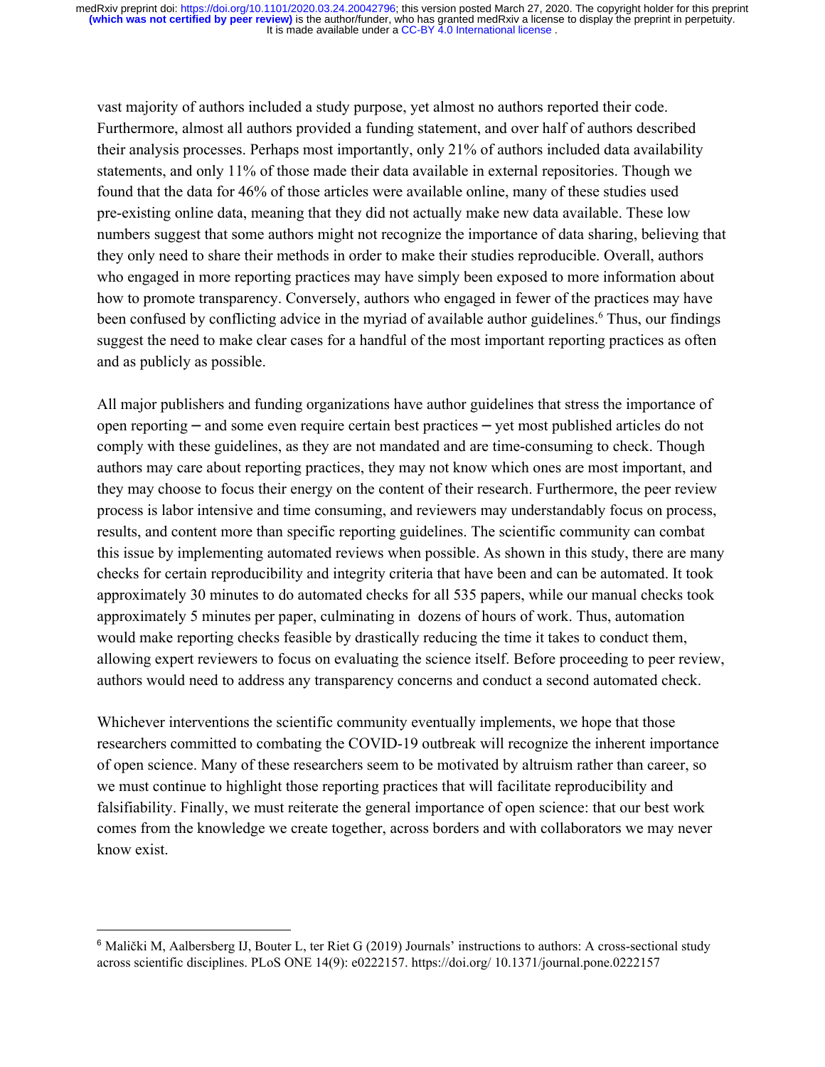vast majority of authors included a study purpose, yet almost no authors reported their code. Furthermore, almost all authors provided a funding statement, and over half of authors described their analysis processes. Perhaps most importantly, only 21% of authors included data availability statements, and only 11% of those made their data available in external repositories. Though we found that the data for 46% of those articles were available online, many of these studies used pre-existing online data, meaning that they did not actually make new data available. These low numbers suggest that some authors might not recognize the importance of data sharing, believing that they only need to share their methods in order to make their studies reproducible. Overall, authors who engaged in more reporting practices may have simply been exposed to more information about how to promote transparency. Conversely, authors who engaged in fewer of the practices may have been confused by conflicting advice in the myriad of available author guidelines.[6] Thus, our findings suggest the need to make clear cases for a handful of the most important reporting practices as often and as publicly as possible.

All major publishers and funding organizations have author guidelines that stress the importance of open reporting – and some even require certain best practices – yet most published articles do not comply with these guidelines, as they are not mandated and are time-consuming to check. Though authors may care about reporting practices, they may not know which ones are most important, and they may choose to focus their energy on the content of their research. Furthermore, the peer review process is labor intensive and time consuming, and reviewers may understandably focus on process, results, and content more than specific reporting guidelines. The scientific community can combat this issue by implementing automated reviews when possible. As shown in this study, there are many checks for certain reproducibility and integrity criteria that have been and can be automated. It took approximately 30 minutes to do automated checks for all 535 papers, while our manual checks took approximately 5 minutes per paper, culminating in dozens of hours of work. Thus, automation would make reporting checks feasible by drastically reducing the time it takes to conduct them, allowing expert reviewers to focus on evaluating the science itself. Before proceeding to peer review, authors would need to address any transparency concerns and conduct a second automated check.

Whichever interventions the scientific community eventually implements, we hope that those researchers committed to combating the COVID-19 outbreak will recognize the inherent importance of open science. Many of these researchers seem to be motivated by altruism rather than career, so we must continue to highlight those reporting practices that will facilitate reproducibility and falsifiability. Finally, we must reiterate the general importance of open science: that our best work comes from the knowledge we create together, across borders and with collaborators we may never know exist.

---

[6] Malički M, Aalbersberg IJ, Bouter L, ter Riet G (2019) Journals' instructions to authors: A cross-sectional study across scientific disciplines. PLoS ONE 14(9): e0222157. https://doi.org/ 10.1371/journal.pone.0222157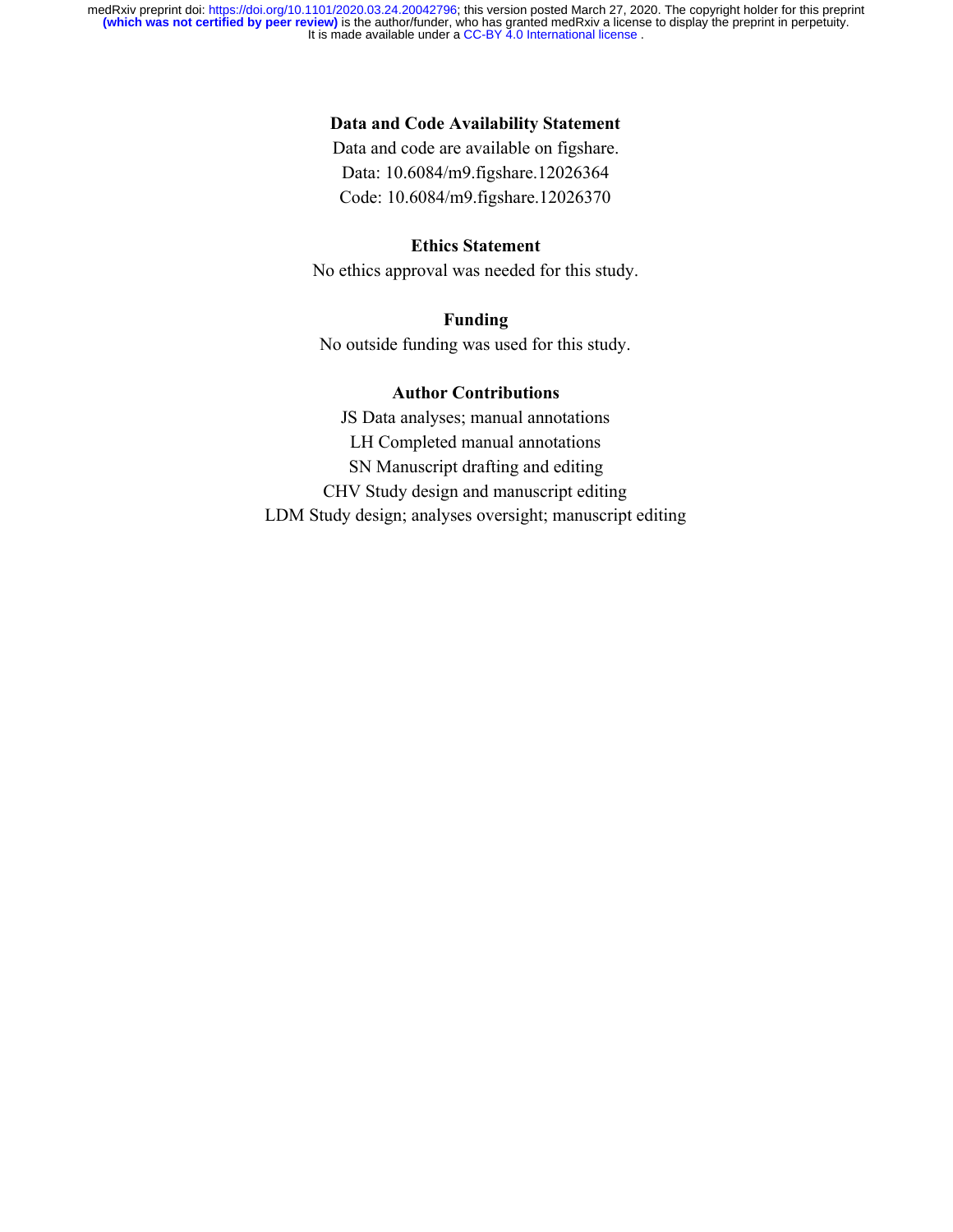## Data and Code Availability Statement

Data and code are available on figshare.

Data: 10.6084/m9.figshare.12026364

Code: 10.6084/m9.figshare.12026370

## Ethics Statement

No ethics approval was needed for this study.

## Funding

No outside funding was used for this study.

## Author Contributions

JS Data analyses; manual annotations

LH Completed manual annotations

SN Manuscript drafting and editing

CHV Study design and manuscript editing

LDM Study design; analyses oversight; manuscript editing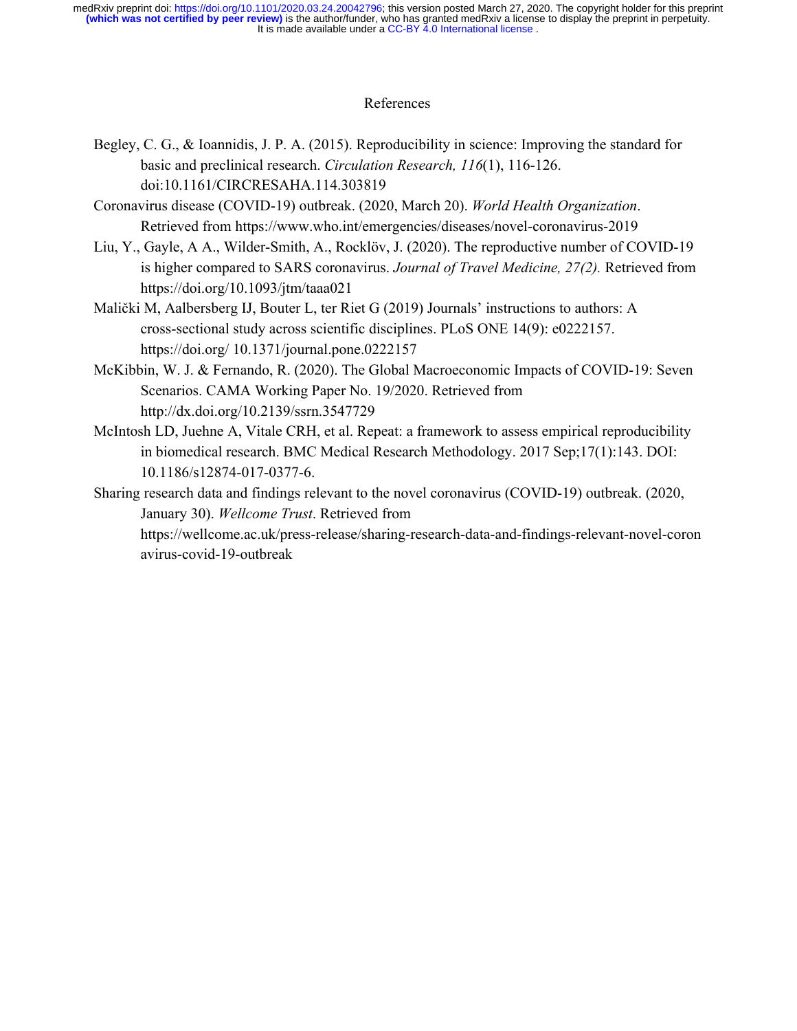# References

Begley, C. G., & Ioannidis, J. P. A. (2015). Reproducibility in science: Improving the standard for basic and preclinical research. *Circulation Research, 116*(1), 116-126. doi:10.1161/CIRCRESAHA.114.303819

Coronavirus disease (COVID-19) outbreak. (2020, March 20). *World Health Organization*. Retrieved from https://www.who.int/emergencies/diseases/novel-coronavirus-2019

Liu, Y., Gayle, A A., Wilder-Smith, A., Rocklöv, J. (2020). The reproductive number of COVID-19 is higher compared to SARS coronavirus. *Journal of Travel Medicine, 27(2).* Retrieved from https://doi.org/10.1093/jtm/taaa021

Malički M, Aalbersberg IJ, Bouter L, ter Riet G (2019) Journals' instructions to authors: A cross-sectional study across scientific disciplines. PLoS ONE 14(9): e0222157. https://doi.org/ 10.1371/journal.pone.0222157

McKibbin, W. J. & Fernando, R. (2020). The Global Macroeconomic Impacts of COVID-19: Seven Scenarios. CAMA Working Paper No. 19/2020. Retrieved from http://dx.doi.org/10.2139/ssrn.3547729

McIntosh LD, Juehne A, Vitale CRH, et al. Repeat: a framework to assess empirical reproducibility in biomedical research. BMC Medical Research Methodology. 2017 Sep;17(1):143. DOI: 10.1186/s12874-017-0377-6.

Sharing research data and findings relevant to the novel coronavirus (COVID-19) outbreak. (2020, January 30). *Wellcome Trust*. Retrieved from https://wellcome.ac.uk/press-release/sharing-research-data-and-findings-relevant-novel-coronavirus-covid-19-outbreak